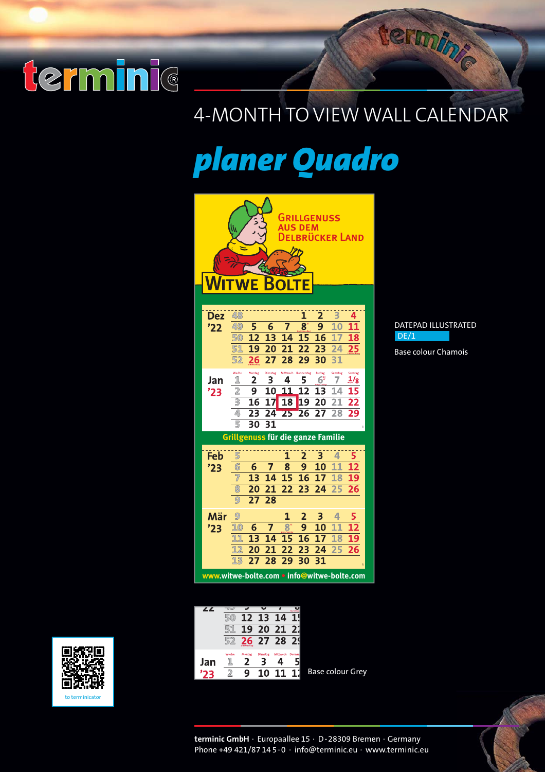terminic®

# 4-MONTH TO VIEW WALL CALENDAR

## *planer Quadro*

GRILLGENUSS AUS DEM DELBRÜCKER LAND

WITWE BOLTE

| | | | | | | | | |
|---|---|---|---|---|---|---|---|---|
| Dez '22 | 48 | | | | 1 | 2 | 3 | 4 |
| | 49 | 5 | 6 | 7 | 8 | 9 | 10 | 11 |
| | 50 | 12 | 13 | 14 | 15 | 16 | 17 | 18 |
| | 51 | 19 | 20 | 21 | 22 | 23 | 24 | 25 |
| | 52 | 26 | 27 | 28 | 29 | 30 | 31 | |

| | Woche | Montag | Dienstag | Mittwoch | Donnerstag | Freitag | Samstag | Sonntag |
|---|---|---|---|---|---|---|---|---|
| Jan '23 | 1 | 2 | 3 | 4 | 5 | 6 | 7 | 1/8 |
| | 2 | 9 | 10 | 11 | 12 | 13 | 14 | 15 |
| | 3 | 16 | 17 | 18 | 19 | 20 | 21 | 22 |
| | 4 | 23 | 24 | 25 | 26 | 27 | 28 | 29 |
| | 5 | 30 | 31 | | | | | |

Grillgenuss für die ganze Familie

| | | | | | | | | |
|---|---|---|---|---|---|---|---|---|
| Feb '23 | 5 | | | 1 | 2 | 3 | 4 | 5 |
| | 6 | 6 | 7 | 8 | 9 | 10 | 11 | 12 |
| | 7 | 13 | 14 | 15 | 16 | 17 | 18 | 19 |
| | 8 | 20 | 21 | 22 | 23 | 24 | 25 | 26 |
| | 9 | 27 | 28 | | | | | |
| Mär '23 | 9 | | | 1 | 2 | 3 | 4 | 5 |
| | 10 | 6 | 7 | 8 | 9 | 10 | 11 | 12 |
| | 11 | 13 | 14 | 15 | 16 | 17 | 18 | 19 |
| | 12 | 20 | 21 | 22 | 23 | 24 | 25 | 26 |
| | 13 | 27 | 28 | 29 | 30 | 31 | | |

www.witwe-bolte.com • info@witwe-bolte.com

DATEPAD ILLUSTRATED
DE/1

Base colour Chamois

Base colour Grey

to terminicator

**terminic GmbH** · Europaallee 15 · D-28309 Bremen · Germany
Phone +49 421/87 14 5-0 · info@terminic.eu · www.terminic.eu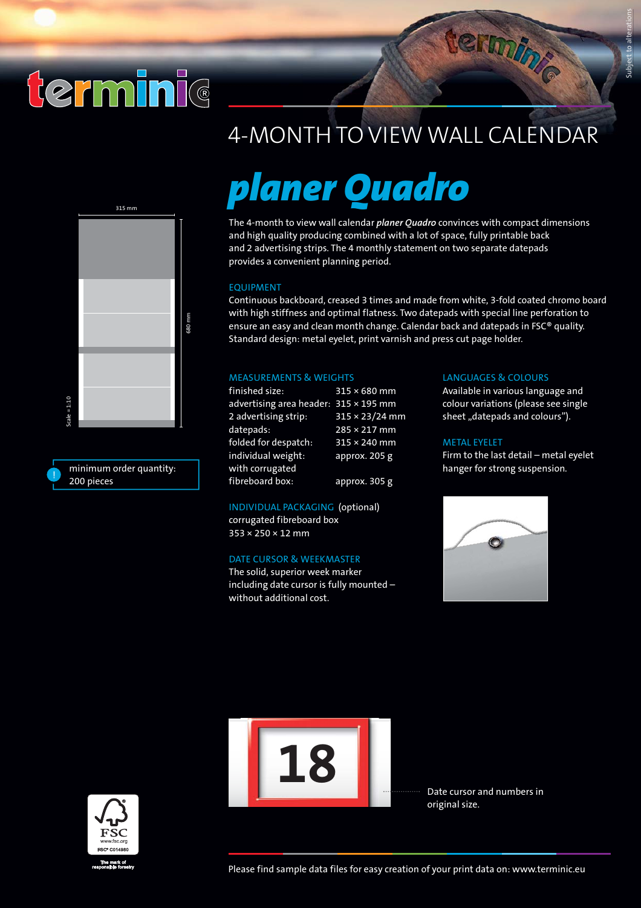# terminic

Subject to alterations

## 4-MONTH TO VIEW WALL CALENDAR

# *planer Quadro*

The 4-month to view wall calendar ***planer Quadro*** convinces with compact dimensions and high quality producing combined with a lot of space, fully printable back and 2 advertising strips. The 4 monthly statement on two separate datepads provides a convenient planning period.

### EQUIPMENT

Continuous backboard, creased 3 times and made from white, 3-fold coated chromo board with high stiffness and optimal flatness. Two datepads with special line perforation to ensure an easy and clean month change. Calendar back and datepads in FSC® quality. Standard design: metal eyelet, print varnish and press cut page holder.

315 mm

680 mm

Scale = 1:10

minimum order quantity: 200 pieces

### MEASUREMENTS & WEIGHTS

| | |
|---|---|
| finished size: | 315 × 680 mm |
| advertising area header: | 315 × 195 mm |
| 2 advertising strip: | 315 × 23/24 mm |
| datepads: | 285 × 217 mm |
| folded for despatch: | 315 × 240 mm |
| individual weight: | approx. 205 g |
| with corrugated fibreboard box: | approx. 305 g |

### INDIVIDUAL PACKAGING (optional)

corrugated fibreboard box
353 × 250 × 12 mm

### DATE CURSOR & WEEKMASTER

The solid, superior week marker including date cursor is fully mounted – without additional cost.

### LANGUAGES & COLOURS

Available in various language and colour variations (please see single sheet „datepads and colours").

### METAL EYELET

Firm to the last detail – metal eyelet hanger for strong suspension.

18

Date cursor and numbers in original size.

FSC
www.fsc.org
FSC® C014980
The mark of responsible forestry

Please find sample data files for easy creation of your print data on: www.terminic.eu